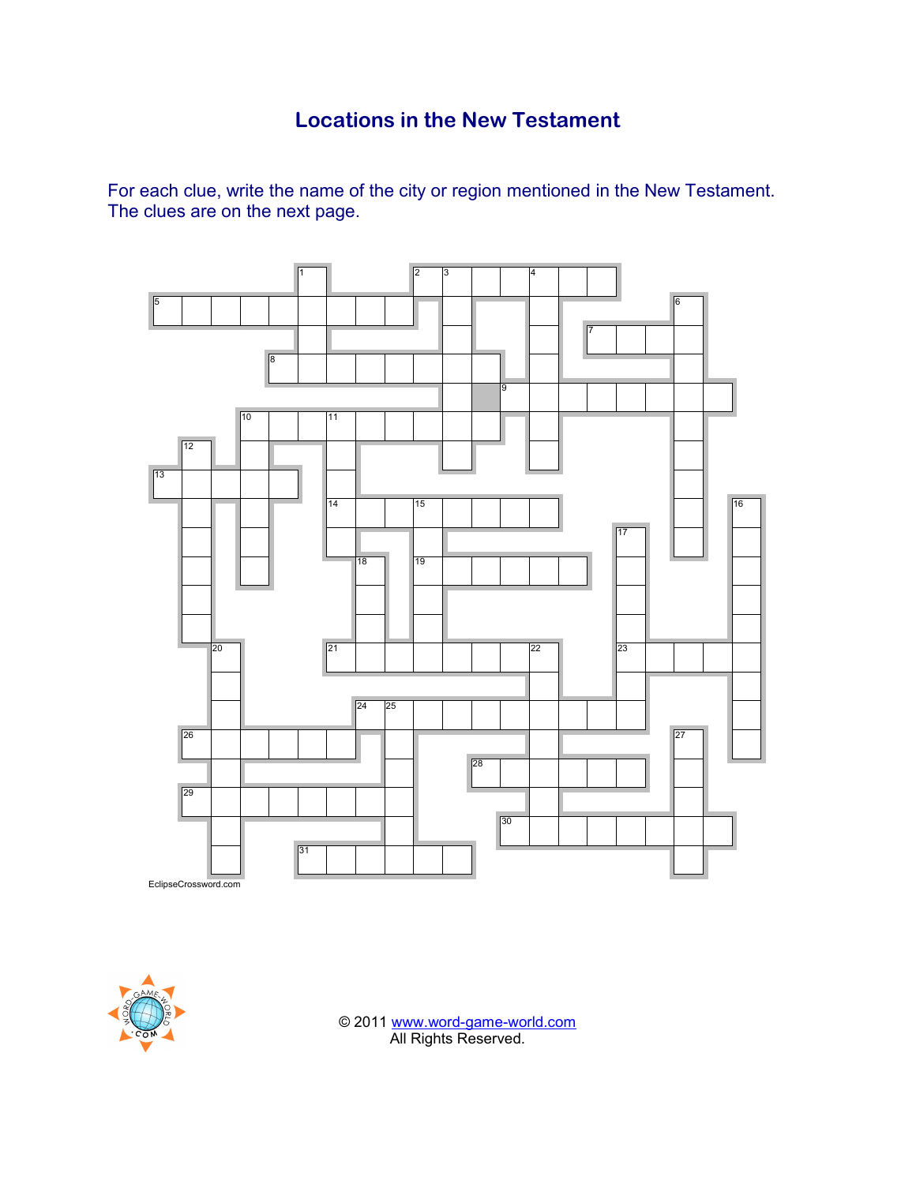# Locations in the New Testament

For each clue, write the name of the city or region mentioned in the New Testament.
The clues are on the next page.

EclipseCrossword.com

© 2011 www.word-game-world.com
All Rights Reserved.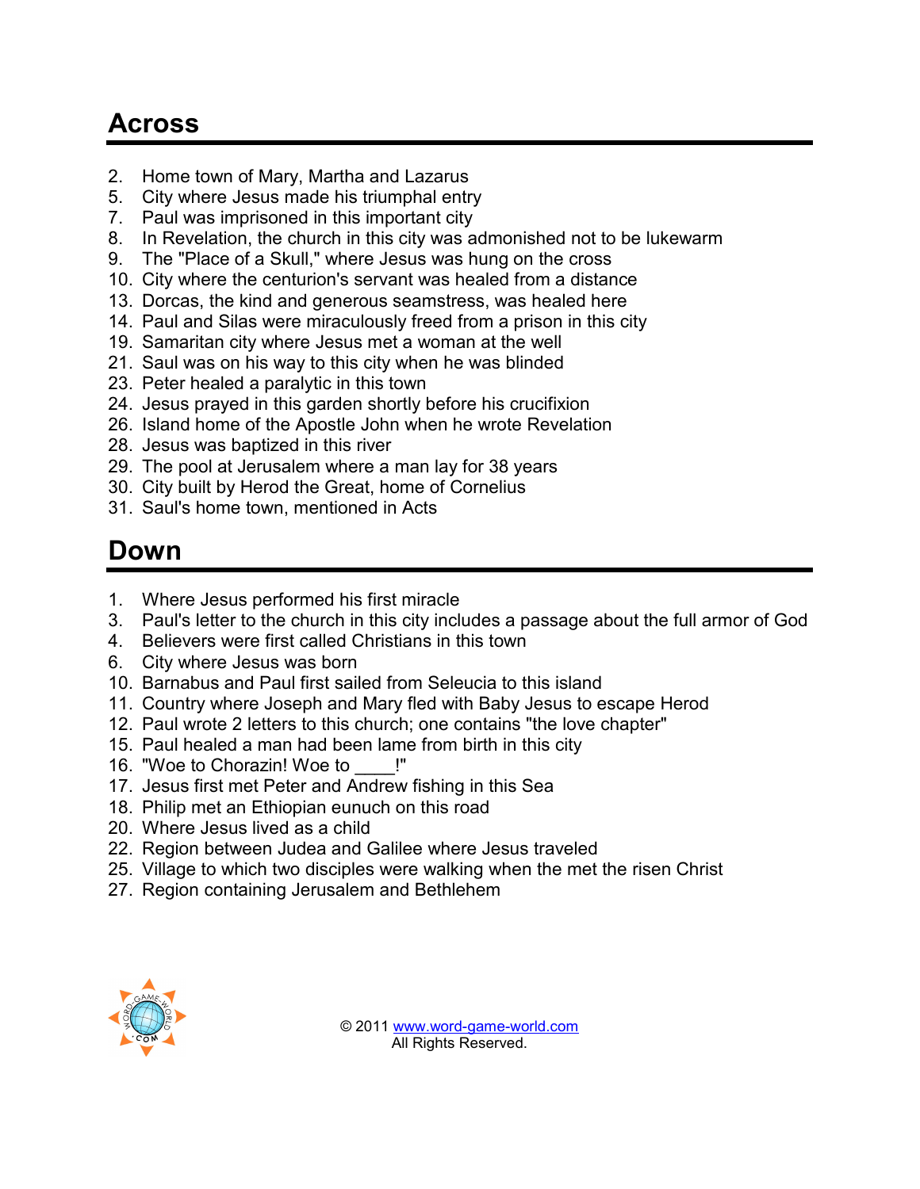## Across

2. Home town of Mary, Martha and Lazarus
5. City where Jesus made his triumphal entry
7. Paul was imprisoned in this important city
8. In Revelation, the church in this city was admonished not to be lukewarm
9. The "Place of a Skull," where Jesus was hung on the cross
10. City where the centurion's servant was healed from a distance
13. Dorcas, the kind and generous seamstress, was healed here
14. Paul and Silas were miraculously freed from a prison in this city
19. Samaritan city where Jesus met a woman at the well
21. Saul was on his way to this city when he was blinded
23. Peter healed a paralytic in this town
24. Jesus prayed in this garden shortly before his crucifixion
26. Island home of the Apostle John when he wrote Revelation
28. Jesus was baptized in this river
29. The pool at Jerusalem where a man lay for 38 years
30. City built by Herod the Great, home of Cornelius
31. Saul's home town, mentioned in Acts

## Down

1. Where Jesus performed his first miracle
3. Paul's letter to the church in this city includes a passage about the full armor of God
4. Believers were first called Christians in this town
6. City where Jesus was born
10. Barnabus and Paul first sailed from Seleucia to this island
11. Country where Joseph and Mary fled with Baby Jesus to escape Herod
12. Paul wrote 2 letters to this church; one contains "the love chapter"
15. Paul healed a man had been lame from birth in this city
16. "Woe to Chorazin! Woe to ____!"
17. Jesus first met Peter and Andrew fishing in this Sea
18. Philip met an Ethiopian eunuch on this road
20. Where Jesus lived as a child
22. Region between Judea and Galilee where Jesus traveled
25. Village to which two disciples were walking when the met the risen Christ
27. Region containing Jerusalem and Bethlehem

© 2011 www.word-game-world.com
All Rights Reserved.